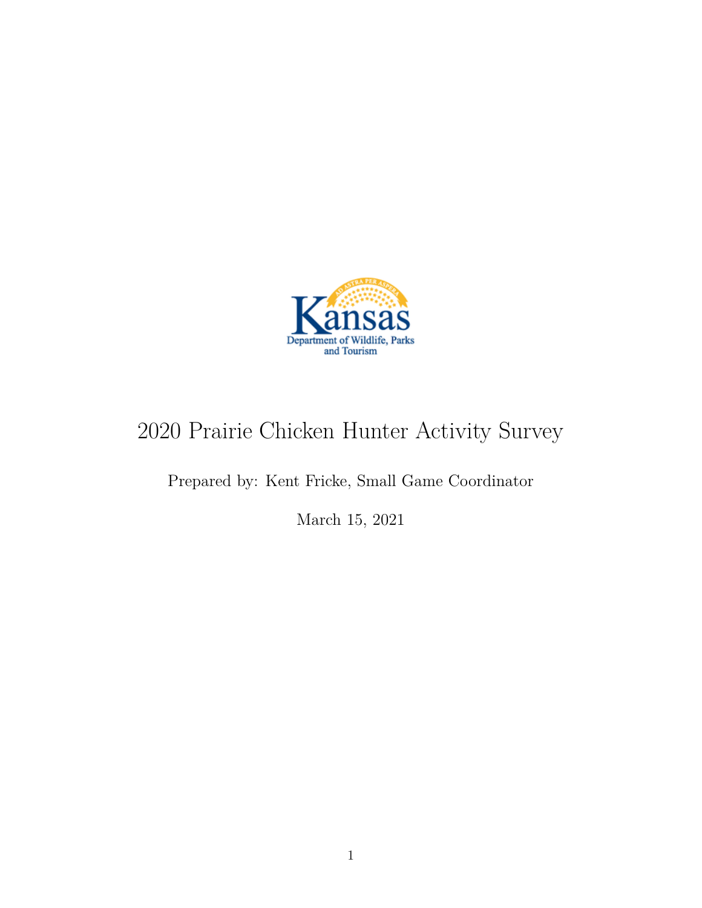# 2020 Prairie Chicken Hunter Activity Survey

Prepared by: Kent Fricke, Small Game Coordinator

March 15, 2021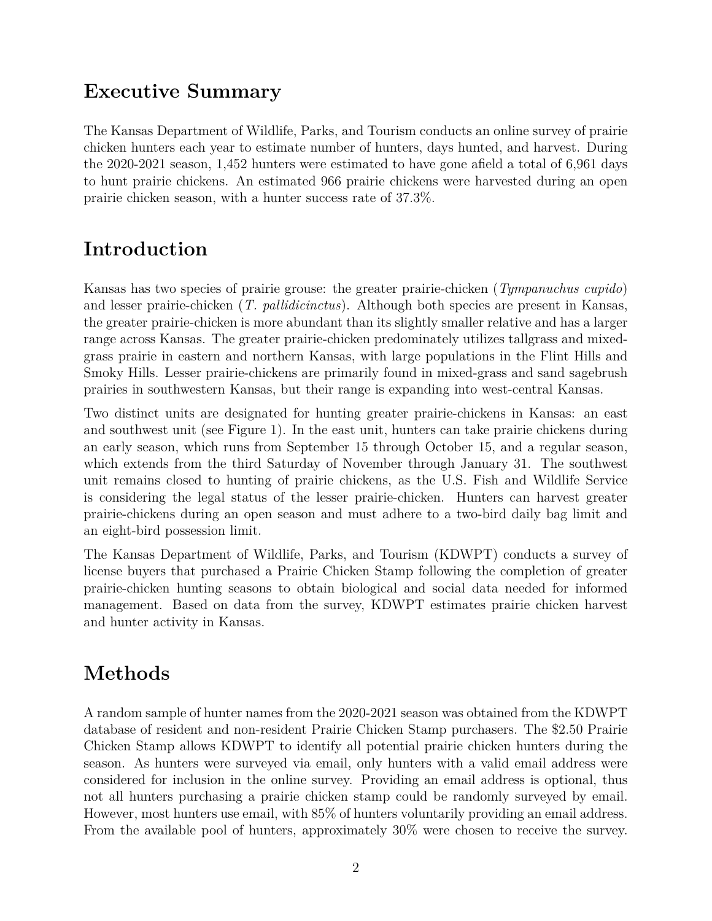## Executive Summary

The Kansas Department of Wildlife, Parks, and Tourism conducts an online survey of prairie chicken hunters each year to estimate number of hunters, days hunted, and harvest. During the 2020-2021 season, 1,452 hunters were estimated to have gone afield a total of 6,961 days to hunt prairie chickens. An estimated 966 prairie chickens were harvested during an open prairie chicken season, with a hunter success rate of 37.3%.

## Introduction

Kansas has two species of prairie grouse: the greater prairie-chicken (*Tympanuchus cupido*) and lesser prairie-chicken (*T. pallidicinctus*). Although both species are present in Kansas, the greater prairie-chicken is more abundant than its slightly smaller relative and has a larger range across Kansas. The greater prairie-chicken predominately utilizes tallgrass and mixed-grass prairie in eastern and northern Kansas, with large populations in the Flint Hills and Smoky Hills. Lesser prairie-chickens are primarily found in mixed-grass and sand sagebrush prairies in southwestern Kansas, but their range is expanding into west-central Kansas.

Two distinct units are designated for hunting greater prairie-chickens in Kansas: an east and southwest unit (see Figure 1). In the east unit, hunters can take prairie chickens during an early season, which runs from September 15 through October 15, and a regular season, which extends from the third Saturday of November through January 31. The southwest unit remains closed to hunting of prairie chickens, as the U.S. Fish and Wildlife Service is considering the legal status of the lesser prairie-chicken. Hunters can harvest greater prairie-chickens during an open season and must adhere to a two-bird daily bag limit and an eight-bird possession limit.

The Kansas Department of Wildlife, Parks, and Tourism (KDWPT) conducts a survey of license buyers that purchased a Prairie Chicken Stamp following the completion of greater prairie-chicken hunting seasons to obtain biological and social data needed for informed management. Based on data from the survey, KDWPT estimates prairie chicken harvest and hunter activity in Kansas.

## Methods

A random sample of hunter names from the 2020-2021 season was obtained from the KDWPT database of resident and non-resident Prairie Chicken Stamp purchasers. The $2.50 Prairie Chicken Stamp allows KDWPT to identify all potential prairie chicken hunters during the season. As hunters were surveyed via email, only hunters with a valid email address were considered for inclusion in the online survey. Providing an email address is optional, thus not all hunters purchasing a prairie chicken stamp could be randomly surveyed by email. However, most hunters use email, with 85% of hunters voluntarily providing an email address. From the available pool of hunters, approximately 30% were chosen to receive the survey.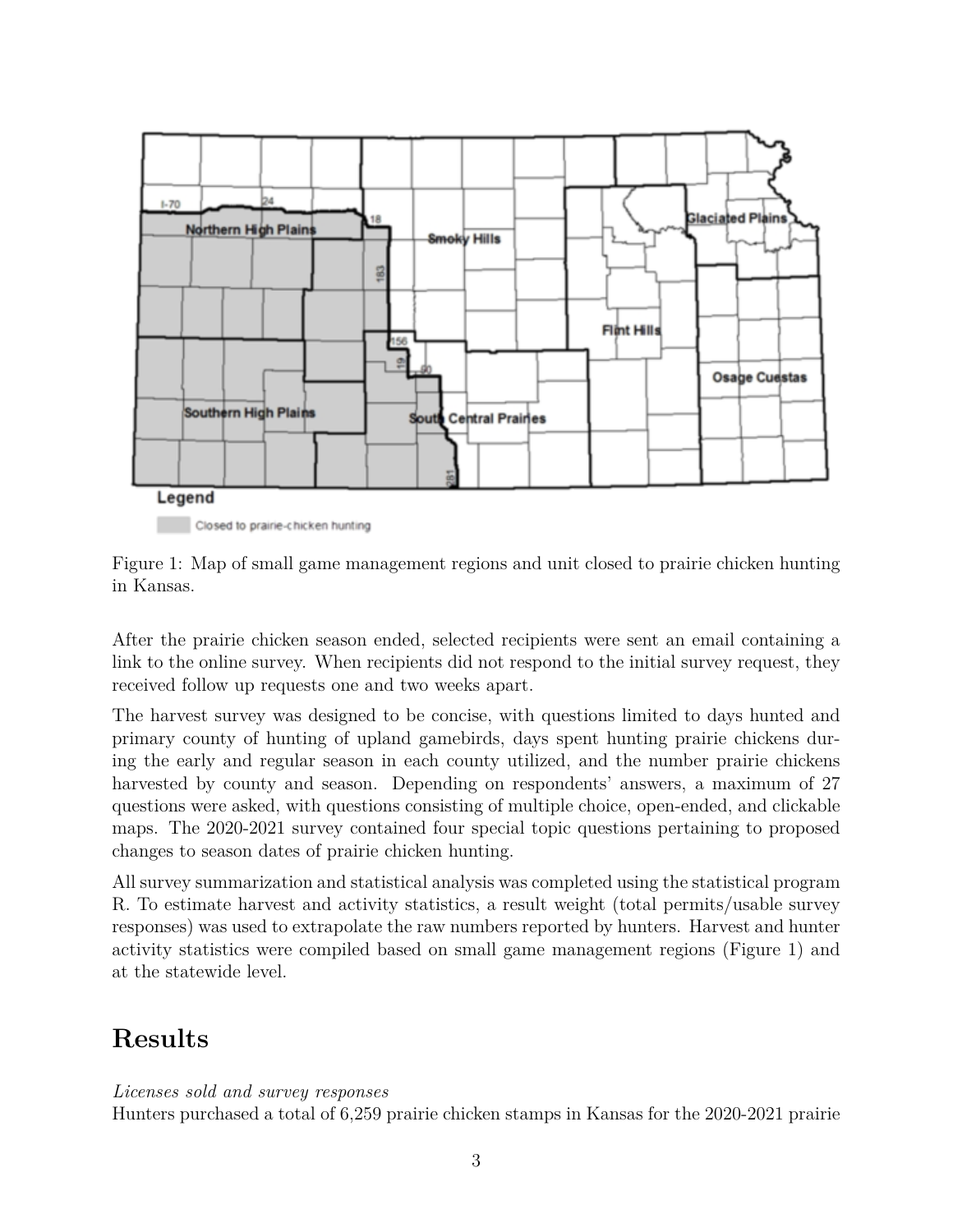Figure 1: Map of small game management regions and unit closed to prairie chicken hunting in Kansas.

After the prairie chicken season ended, selected recipients were sent an email containing a link to the online survey. When recipients did not respond to the initial survey request, they received follow up requests one and two weeks apart.

The harvest survey was designed to be concise, with questions limited to days hunted and primary county of hunting of upland gamebirds, days spent hunting prairie chickens during the early and regular season in each county utilized, and the number prairie chickens harvested by county and season. Depending on respondents' answers, a maximum of 27 questions were asked, with questions consisting of multiple choice, open-ended, and clickable maps. The 2020-2021 survey contained four special topic questions pertaining to proposed changes to season dates of prairie chicken hunting.

All survey summarization and statistical analysis was completed using the statistical program R. To estimate harvest and activity statistics, a result weight (total permits/usable survey responses) was used to extrapolate the raw numbers reported by hunters. Harvest and hunter activity statistics were compiled based on small game management regions (Figure 1) and at the statewide level.

# Results

*Licenses sold and survey responses*
Hunters purchased a total of 6,259 prairie chicken stamps in Kansas for the 2020-2021 prairie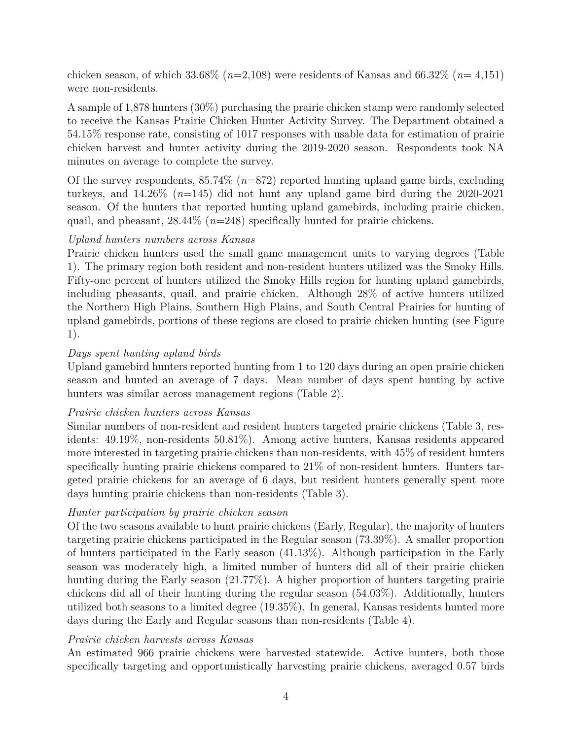chicken season, of which 33.68% ($n$=2,108) were residents of Kansas and 66.32% ($n$= 4,151) were non-residents.

A sample of 1,878 hunters (30%) purchasing the prairie chicken stamp were randomly selected to receive the Kansas Prairie Chicken Hunter Activity Survey. The Department obtained a 54.15% response rate, consisting of 1017 responses with usable data for estimation of prairie chicken harvest and hunter activity during the 2019-2020 season. Respondents took NA minutes on average to complete the survey.

Of the survey respondents, 85.74% ($n$=872) reported hunting upland game birds, excluding turkeys, and 14.26% ($n$=145) did not hunt any upland game bird during the 2020-2021 season. Of the hunters that reported hunting upland gamebirds, including prairie chicken, quail, and pheasant, 28.44% ($n$=248) specifically hunted for prairie chickens.

*Upland hunters numbers across Kansas*

Prairie chicken hunters used the small game management units to varying degrees (Table 1). The primary region both resident and non-resident hunters utilized was the Smoky Hills. Fifty-one percent of hunters utilized the Smoky Hills region for hunting upland gamebirds, including pheasants, quail, and prairie chicken. Although 28% of active hunters utilized the Northern High Plains, Southern High Plains, and South Central Prairies for hunting of upland gamebirds, portions of these regions are closed to prairie chicken hunting (see Figure 1).

*Days spent hunting upland birds*

Upland gamebird hunters reported hunting from 1 to 120 days during an open prairie chicken season and hunted an average of 7 days. Mean number of days spent hunting by active hunters was similar across management regions (Table 2).

*Prairie chicken hunters across Kansas*

Similar numbers of non-resident and resident hunters targeted prairie chickens (Table 3, residents: 49.19%, non-residents 50.81%). Among active hunters, Kansas residents appeared more interested in targeting prairie chickens than non-residents, with 45% of resident hunters specifically hunting prairie chickens compared to 21% of non-resident hunters. Hunters targeted prairie chickens for an average of 6 days, but resident hunters generally spent more days hunting prairie chickens than non-residents (Table 3).

*Hunter participation by prairie chicken season*

Of the two seasons available to hunt prairie chickens (Early, Regular), the majority of hunters targeting prairie chickens participated in the Regular season (73.39%). A smaller proportion of hunters participated in the Early season (41.13%). Although participation in the Early season was moderately high, a limited number of hunters did all of their prairie chicken hunting during the Early season (21.77%). A higher proportion of hunters targeting prairie chickens did all of their hunting during the regular season (54.03%). Additionally, hunters utilized both seasons to a limited degree (19.35%). In general, Kansas residents hunted more days during the Early and Regular seasons than non-residents (Table 4).

*Prairie chicken harvests across Kansas*

An estimated 966 prairie chickens were harvested statewide. Active hunters, both those specifically targeting and opportunistically harvesting prairie chickens, averaged 0.57 birds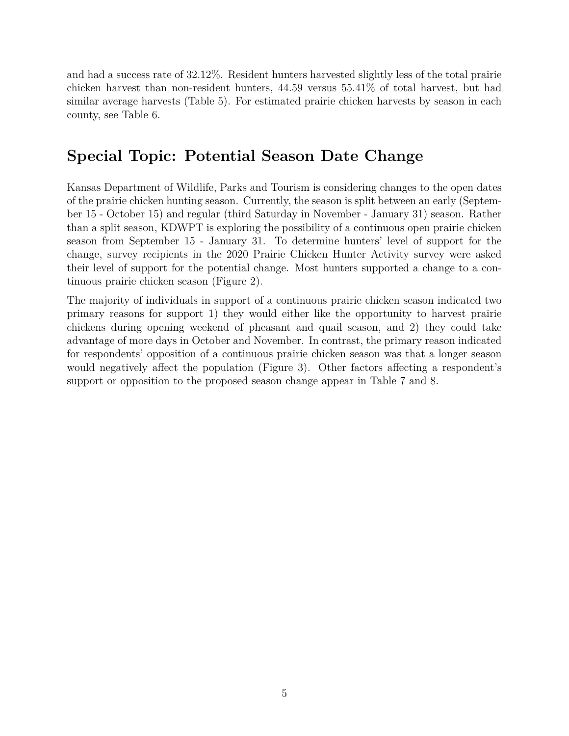and had a success rate of 32.12%. Resident hunters harvested slightly less of the total prairie chicken harvest than non-resident hunters, 44.59 versus 55.41% of total harvest, but had similar average harvests (Table 5). For estimated prairie chicken harvests by season in each county, see Table 6.

## Special Topic: Potential Season Date Change

Kansas Department of Wildlife, Parks and Tourism is considering changes to the open dates of the prairie chicken hunting season. Currently, the season is split between an early (September 15 - October 15) and regular (third Saturday in November - January 31) season. Rather than a split season, KDWPT is exploring the possibility of a continuous open prairie chicken season from September 15 - January 31. To determine hunters' level of support for the change, survey recipients in the 2020 Prairie Chicken Hunter Activity survey were asked their level of support for the potential change. Most hunters supported a change to a continuous prairie chicken season (Figure 2).

The majority of individuals in support of a continuous prairie chicken season indicated two primary reasons for support 1) they would either like the opportunity to harvest prairie chickens during opening weekend of pheasant and quail season, and 2) they could take advantage of more days in October and November. In contrast, the primary reason indicated for respondents' opposition of a continuous prairie chicken season was that a longer season would negatively affect the population (Figure 3). Other factors affecting a respondent's support or opposition to the proposed season change appear in Table 7 and 8.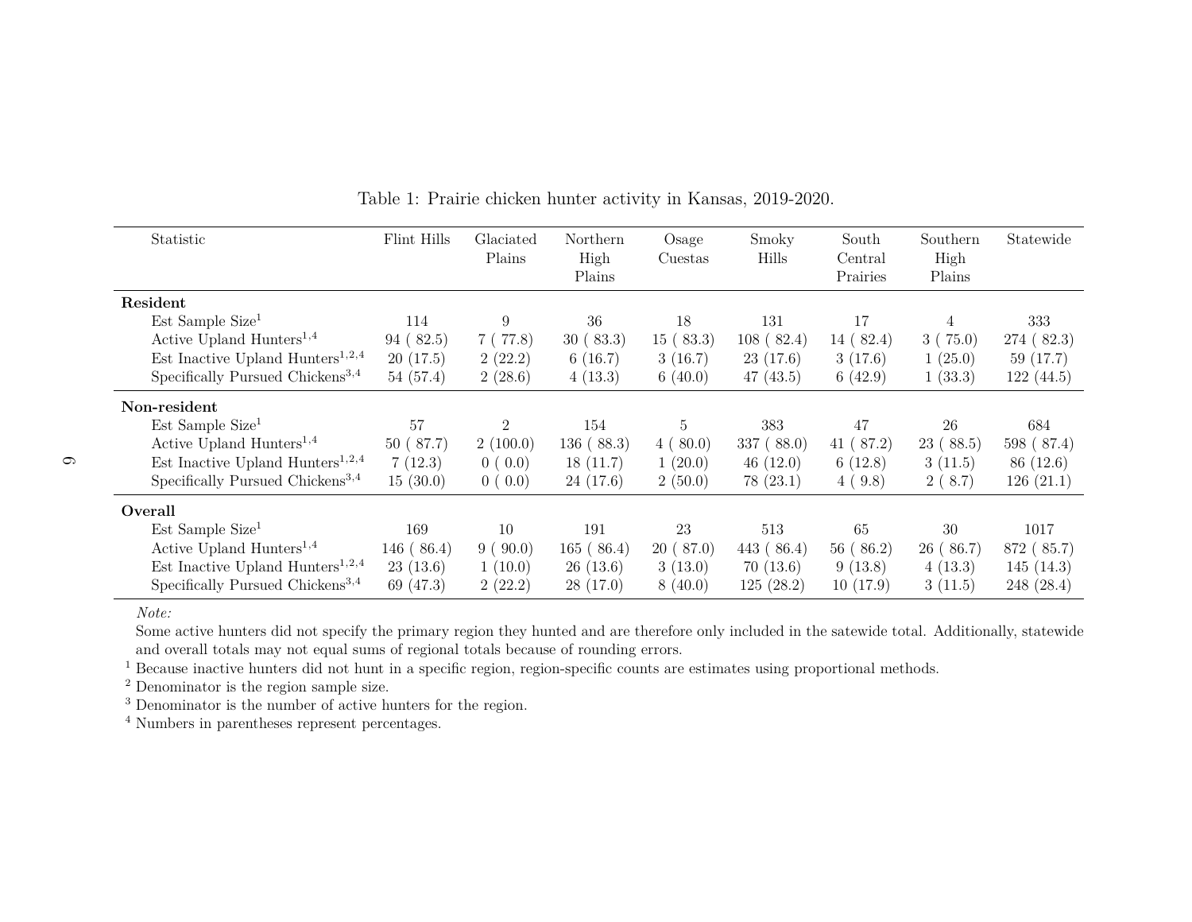Table 1: Prairie chicken hunter activity in Kansas, 2019-2020.

| Statistic | Flint Hills | Glaciated Plains | Northern High Plains | Osage Cuestas | Smoky Hills | South Central Prairies | Southern High Plains | Statewide |
|---|---|---|---|---|---|---|---|---|
| **Resident** | | | | | | | | |
| Est Sample Size[1] | 114 | 9 | 36 | 18 | 131 | 17 | 4 | 333 |
| Active Upland Hunters[1,4] | 94 ( 82.5) | 7 ( 77.8) | 30 ( 83.3) | 15 ( 83.3) | 108 ( 82.4) | 14 ( 82.4) | 3 ( 75.0) | 274 ( 82.3) |
| Est Inactive Upland Hunters[1,2,4] | 20 (17.5) | 2 (22.2) | 6 (16.7) | 3 (16.7) | 23 (17.6) | 3 (17.6) | 1 (25.0) | 59 (17.7) |
| Specifically Pursued Chickens[3,4] | 54 (57.4) | 2 (28.6) | 4 (13.3) | 6 (40.0) | 47 (43.5) | 6 (42.9) | 1 (33.3) | 122 (44.5) |
| **Non-resident** | | | | | | | | |
| Est Sample Size[1] | 57 | 2 | 154 | 5 | 383 | 47 | 26 | 684 |
| Active Upland Hunters[1,4] | 50 ( 87.7) | 2 (100.0) | 136 ( 88.3) | 4 ( 80.0) | 337 ( 88.0) | 41 ( 87.2) | 23 ( 88.5) | 598 ( 87.4) |
| Est Inactive Upland Hunters[1,2,4] | 7 (12.3) | 0 ( 0.0) | 18 (11.7) | 1 (20.0) | 46 (12.0) | 6 (12.8) | 3 (11.5) | 86 (12.6) |
| Specifically Pursued Chickens[3,4] | 15 (30.0) | 0 ( 0.0) | 24 (17.6) | 2 (50.0) | 78 (23.1) | 4 ( 9.8) | 2 ( 8.7) | 126 (21.1) |
| **Overall** | | | | | | | | |
| Est Sample Size[1] | 169 | 10 | 191 | 23 | 513 | 65 | 30 | 1017 |
| Active Upland Hunters[1,4] | 146 ( 86.4) | 9 ( 90.0) | 165 ( 86.4) | 20 ( 87.0) | 443 ( 86.4) | 56 ( 86.2) | 26 ( 86.7) | 872 ( 85.7) |
| Est Inactive Upland Hunters[1,2,4] | 23 (13.6) | 1 (10.0) | 26 (13.6) | 3 (13.0) | 70 (13.6) | 9 (13.8) | 4 (13.3) | 145 (14.3) |
| Specifically Pursued Chickens[3,4] | 69 (47.3) | 2 (22.2) | 28 (17.0) | 8 (40.0) | 125 (28.2) | 10 (17.9) | 3 (11.5) | 248 (28.4) |

*Note:*

Some active hunters did not specify the primary region they hunted and are therefore only included in the satewide total. Additionally, statewide and overall totals may not equal sums of regional totals because of rounding errors.

[1] Because inactive hunters did not hunt in a specific region, region-specific counts are estimates using proportional methods.

[2] Denominator is the region sample size.

[3] Denominator is the number of active hunters for the region.

[4] Numbers in parentheses represent percentages.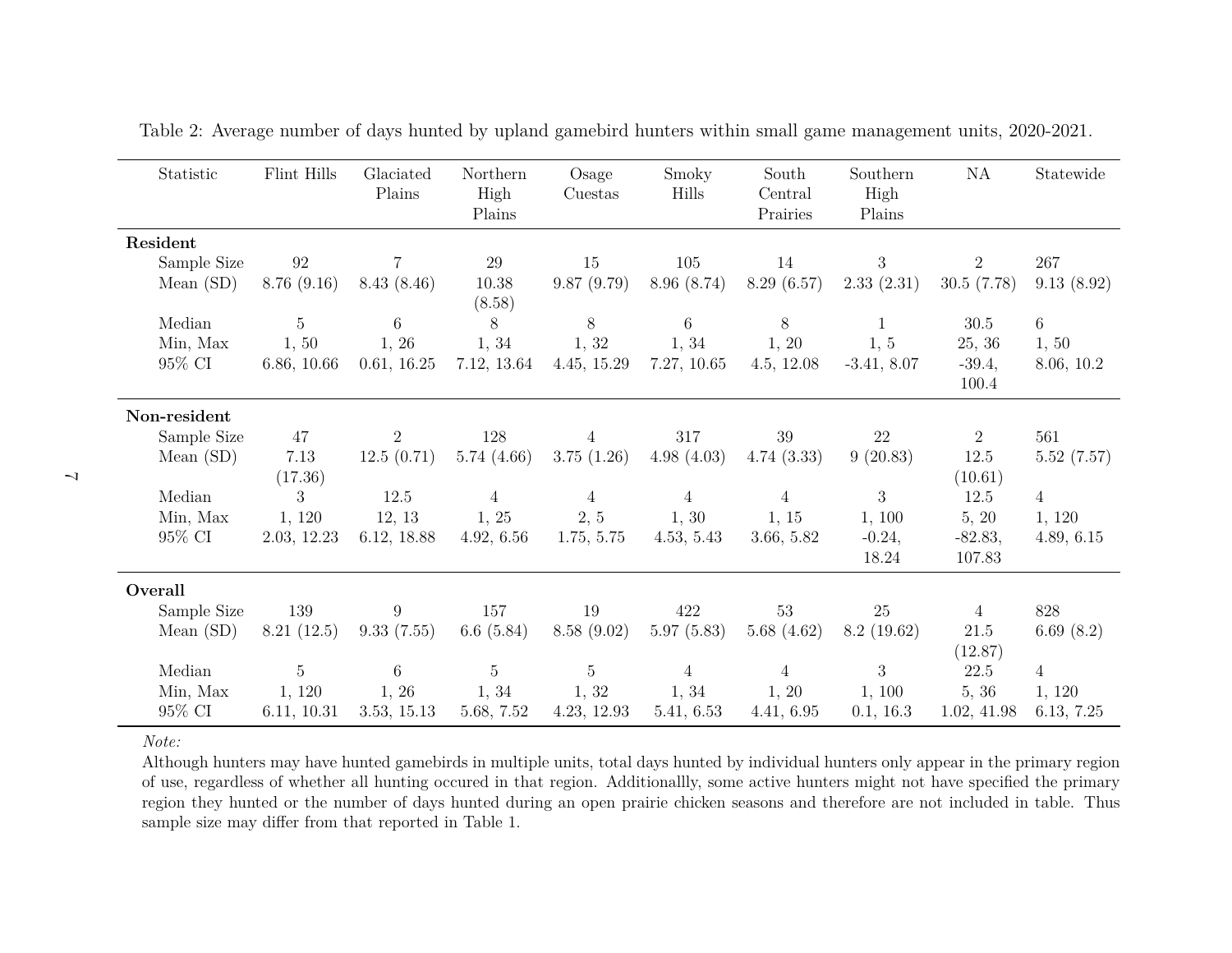Table 2: Average number of days hunted by upland gamebird hunters within small game management units, 2020-2021.

| Statistic | Flint Hills | Glaciated Plains | Northern High Plains | Osage Cuestas | Smoky Hills | South Central Prairies | Southern High Plains | NA | Statewide |
|---|---|---|---|---|---|---|---|---|---|
| **Resident** | | | | | | | | | |
| Sample Size | 92 | 7 | 29 | 15 | 105 | 14 | 3 | 2 | 267 |
| Mean (SD) | 8.76 (9.16) | 8.43 (8.46) | 10.38 (8.58) | 9.87 (9.79) | 8.96 (8.74) | 8.29 (6.57) | 2.33 (2.31) | 30.5 (7.78) | 9.13 (8.92) |
| Median | 5 | 6 | 8 | 8 | 6 | 8 | 1 | 30.5 | 6 |
| Min, Max | 1, 50 | 1, 26 | 1, 34 | 1, 32 | 1, 34 | 1, 20 | 1, 5 | 25, 36 | 1, 50 |
| 95% CI | 6.86, 10.66 | 0.61, 16.25 | 7.12, 13.64 | 4.45, 15.29 | 7.27, 10.65 | 4.5, 12.08 | -3.41, 8.07 | -39.4, 100.4 | 8.06, 10.2 |
| **Non-resident** | | | | | | | | | |
| Sample Size | 47 | 2 | 128 | 4 | 317 | 39 | 22 | 2 | 561 |
| Mean (SD) | 7.13 (17.36) | 12.5 (0.71) | 5.74 (4.66) | 3.75 (1.26) | 4.98 (4.03) | 4.74 (3.33) | 9 (20.83) | 12.5 (10.61) | 5.52 (7.57) |
| Median | 3 | 12.5 | 4 | 4 | 4 | 4 | 3 | 12.5 | 4 |
| Min, Max | 1, 120 | 12, 13 | 1, 25 | 2, 5 | 1, 30 | 1, 15 | 1, 100 | 5, 20 | 1, 120 |
| 95% CI | 2.03, 12.23 | 6.12, 18.88 | 4.92, 6.56 | 1.75, 5.75 | 4.53, 5.43 | 3.66, 5.82 | -0.24, 18.24 | -82.83, 107.83 | 4.89, 6.15 |
| **Overall** | | | | | | | | | |
| Sample Size | 139 | 9 | 157 | 19 | 422 | 53 | 25 | 4 | 828 |
| Mean (SD) | 8.21 (12.5) | 9.33 (7.55) | 6.6 (5.84) | 8.58 (9.02) | 5.97 (5.83) | 5.68 (4.62) | 8.2 (19.62) | 21.5 (12.87) | 6.69 (8.2) |
| Median | 5 | 6 | 5 | 5 | 4 | 4 | 3 | 22.5 | 4 |
| Min, Max | 1, 120 | 1, 26 | 1, 34 | 1, 32 | 1, 34 | 1, 20 | 1, 100 | 5, 36 | 1, 120 |
| 95% CI | 6.11, 10.31 | 3.53, 15.13 | 5.68, 7.52 | 4.23, 12.93 | 5.41, 6.53 | 4.41, 6.95 | 0.1, 16.3 | 1.02, 41.98 | 6.13, 7.25 |

*Note:*
Although hunters may have hunted gamebirds in multiple units, total days hunted by individual hunters only appear in the primary region of use, regardless of whether all hunting occured in that region. Additionallly, some active hunters might not have specified the primary region they hunted or the number of days hunted during an open prairie chicken seasons and therefore are not included in table. Thus sample size may differ from that reported in Table 1.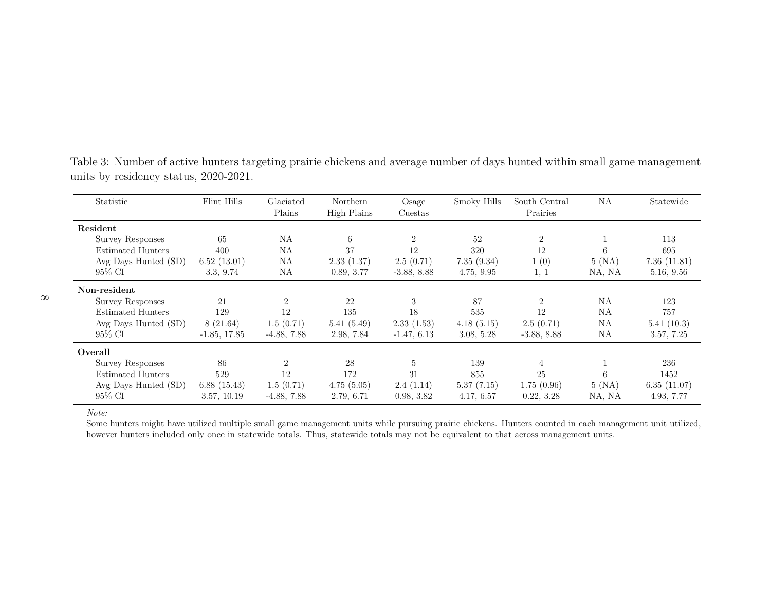Table 3: Number of active hunters targeting prairie chickens and average number of days hunted within small game management units by residency status, 2020-2021.

| Statistic | Flint Hills | Glaciated Plains | Northern High Plains | Osage Cuestas | Smoky Hills | South Central Prairies | NA | Statewide |
|---|---|---|---|---|---|---|---|---|
| **Resident** | | | | | | | | |
| Survey Responses | 65 | NA | 6 | 2 | 52 | 2 | 1 | 113 |
| Estimated Hunters | 400 | NA | 37 | 12 | 320 | 12 | 6 | 695 |
| Avg Days Hunted (SD) | 6.52 (13.01) | NA | 2.33 (1.37) | 2.5 (0.71) | 7.35 (9.34) | 1 (0) | 5 (NA) | 7.36 (11.81) |
| 95% CI | 3.3, 9.74 | NA | 0.89, 3.77 | -3.88, 8.88 | 4.75, 9.95 | 1, 1 | NA, NA | 5.16, 9.56 |
| **Non-resident** | | | | | | | | |
| Survey Responses | 21 | 2 | 22 | 3 | 87 | 2 | NA | 123 |
| Estimated Hunters | 129 | 12 | 135 | 18 | 535 | 12 | NA | 757 |
| Avg Days Hunted (SD) | 8 (21.64) | 1.5 (0.71) | 5.41 (5.49) | 2.33 (1.53) | 4.18 (5.15) | 2.5 (0.71) | NA | 5.41 (10.3) |
| 95% CI | -1.85, 17.85 | -4.88, 7.88 | 2.98, 7.84 | -1.47, 6.13 | 3.08, 5.28 | -3.88, 8.88 | NA | 3.57, 7.25 |
| **Overall** | | | | | | | | |
| Survey Responses | 86 | 2 | 28 | 5 | 139 | 4 | 1 | 236 |
| Estimated Hunters | 529 | 12 | 172 | 31 | 855 | 25 | 6 | 1452 |
| Avg Days Hunted (SD) | 6.88 (15.43) | 1.5 (0.71) | 4.75 (5.05) | 2.4 (1.14) | 5.37 (7.15) | 1.75 (0.96) | 5 (NA) | 6.35 (11.07) |
| 95% CI | 3.57, 10.19 | -4.88, 7.88 | 2.79, 6.71 | 0.98, 3.82 | 4.17, 6.57 | 0.22, 3.28 | NA, NA | 4.93, 7.77 |

*Note:*
Some hunters might have utilized multiple small game management units while pursuing prairie chickens. Hunters counted in each management unit utilized, however hunters included only once in statewide totals. Thus, statewide totals may not be equivalent to that across management units.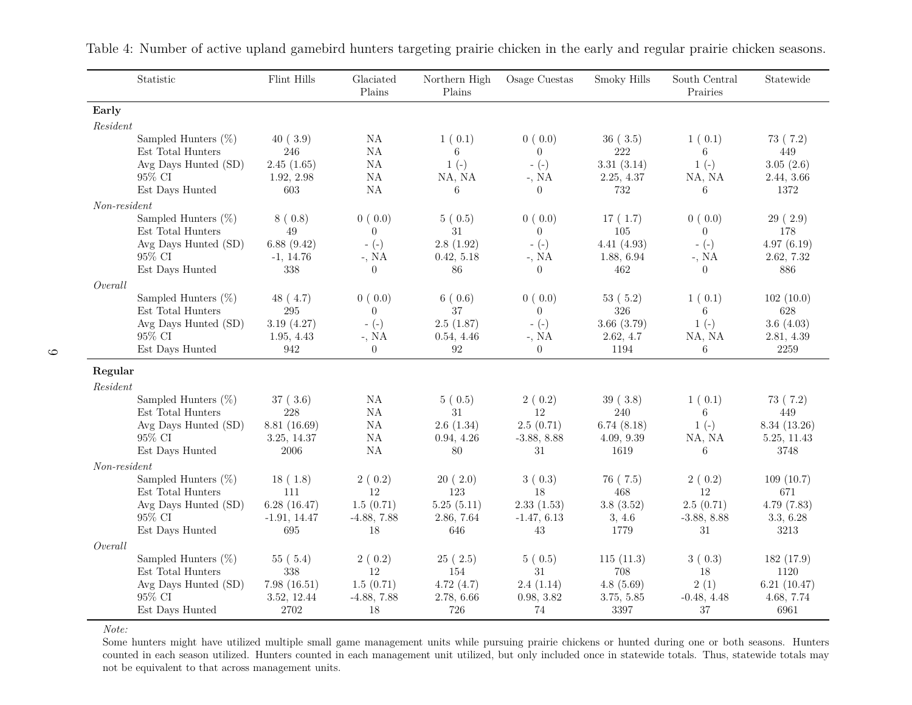Table 4: Number of active upland gamebird hunters targeting prairie chicken in the early and regular prairie chicken seasons.

| Statistic | Flint Hills | Glaciated Plains | Northern High Plains | Osage Cuestas | Smoky Hills | South Central Prairies | Statewide |
|---|---|---|---|---|---|---|---|
| **Early** | | | | | | | |
| *Resident* | | | | | | | |
| Sampled Hunters (%) | 40 ( 3.9) | NA | 1 ( 0.1) | 0 ( 0.0) | 36 ( 3.5) | 1 ( 0.1) | 73 ( 7.2) |
| Est Total Hunters | 246 | NA | 6 | 0 | 222 | 6 | 449 |
| Avg Days Hunted (SD) | 2.45 (1.65) | NA | 1 (-) | - (-) | 3.31 (3.14) | 1 (-) | 3.05 (2.6) |
| 95% CI | 1.92, 2.98 | NA | NA, NA | -, NA | 2.25, 4.37 | NA, NA | 2.44, 3.66 |
| Est Days Hunted | 603 | NA | 6 | 0 | 732 | 6 | 1372 |
| *Non-resident* | | | | | | | |
| Sampled Hunters (%) | 8 ( 0.8) | 0 ( 0.0) | 5 ( 0.5) | 0 ( 0.0) | 17 ( 1.7) | 0 ( 0.0) | 29 ( 2.9) |
| Est Total Hunters | 49 | 0 | 31 | 0 | 105 | 0 | 178 |
| Avg Days Hunted (SD) | 6.88 (9.42) | - (-) | 2.8 (1.92) | - (-) | 4.41 (4.93) | - (-) | 4.97 (6.19) |
| 95% CI | -1, 14.76 | -, NA | 0.42, 5.18 | -, NA | 1.88, 6.94 | -, NA | 2.62, 7.32 |
| Est Days Hunted | 338 | 0 | 86 | 0 | 462 | 0 | 886 |
| *Overall* | | | | | | | |
| Sampled Hunters (%) | 48 ( 4.7) | 0 ( 0.0) | 6 ( 0.6) | 0 ( 0.0) | 53 ( 5.2) | 1 ( 0.1) | 102 (10.0) |
| Est Total Hunters | 295 | 0 | 37 | 0 | 326 | 6 | 628 |
| Avg Days Hunted (SD) | 3.19 (4.27) | - (-) | 2.5 (1.87) | - (-) | 3.66 (3.79) | 1 (-) | 3.6 (4.03) |
| 95% CI | 1.95, 4.43 | -, NA | 0.54, 4.46 | -, NA | 2.62, 4.7 | NA, NA | 2.81, 4.39 |
| Est Days Hunted | 942 | 0 | 92 | 0 | 1194 | 6 | 2259 |
| **Regular** | | | | | | | |
| *Resident* | | | | | | | |
| Sampled Hunters (%) | 37 ( 3.6) | NA | 5 ( 0.5) | 2 ( 0.2) | 39 ( 3.8) | 1 ( 0.1) | 73 ( 7.2) |
| Est Total Hunters | 228 | NA | 31 | 12 | 240 | 6 | 449 |
| Avg Days Hunted (SD) | 8.81 (16.69) | NA | 2.6 (1.34) | 2.5 (0.71) | 6.74 (8.18) | 1 (-) | 8.34 (13.26) |
| 95% CI | 3.25, 14.37 | NA | 0.94, 4.26 | -3.88, 8.88 | 4.09, 9.39 | NA, NA | 5.25, 11.43 |
| Est Days Hunted | 2006 | NA | 80 | 31 | 1619 | 6 | 3748 |
| *Non-resident* | | | | | | | |
| Sampled Hunters (%) | 18 ( 1.8) | 2 ( 0.2) | 20 ( 2.0) | 3 ( 0.3) | 76 ( 7.5) | 2 ( 0.2) | 109 (10.7) |
| Est Total Hunters | 111 | 12 | 123 | 18 | 468 | 12 | 671 |
| Avg Days Hunted (SD) | 6.28 (16.47) | 1.5 (0.71) | 5.25 (5.11) | 2.33 (1.53) | 3.8 (3.52) | 2.5 (0.71) | 4.79 (7.83) |
| 95% CI | -1.91, 14.47 | -4.88, 7.88 | 2.86, 7.64 | -1.47, 6.13 | 3, 4.6 | -3.88, 8.88 | 3.3, 6.28 |
| Est Days Hunted | 695 | 18 | 646 | 43 | 1779 | 31 | 3213 |
| *Overall* | | | | | | | |
| Sampled Hunters (%) | 55 ( 5.4) | 2 ( 0.2) | 25 ( 2.5) | 5 ( 0.5) | 115 (11.3) | 3 ( 0.3) | 182 (17.9) |
| Est Total Hunters | 338 | 12 | 154 | 31 | 708 | 18 | 1120 |
| Avg Days Hunted (SD) | 7.98 (16.51) | 1.5 (0.71) | 4.72 (4.7) | 2.4 (1.14) | 4.8 (5.69) | 2 (1) | 6.21 (10.47) |
| 95% CI | 3.52, 12.44 | -4.88, 7.88 | 2.78, 6.66 | 0.98, 3.82 | 3.75, 5.85 | -0.48, 4.48 | 4.68, 7.74 |
| Est Days Hunted | 2702 | 18 | 726 | 74 | 3397 | 37 | 6961 |

*Note:*

Some hunters might have utilized multiple small game management units while pursuing prairie chickens or hunted during one or both seasons. Hunters counted in each season utilized. Hunters counted in each management unit utilized, but only included once in statewide totals. Thus, statewide totals may not be equivalent to that across management units.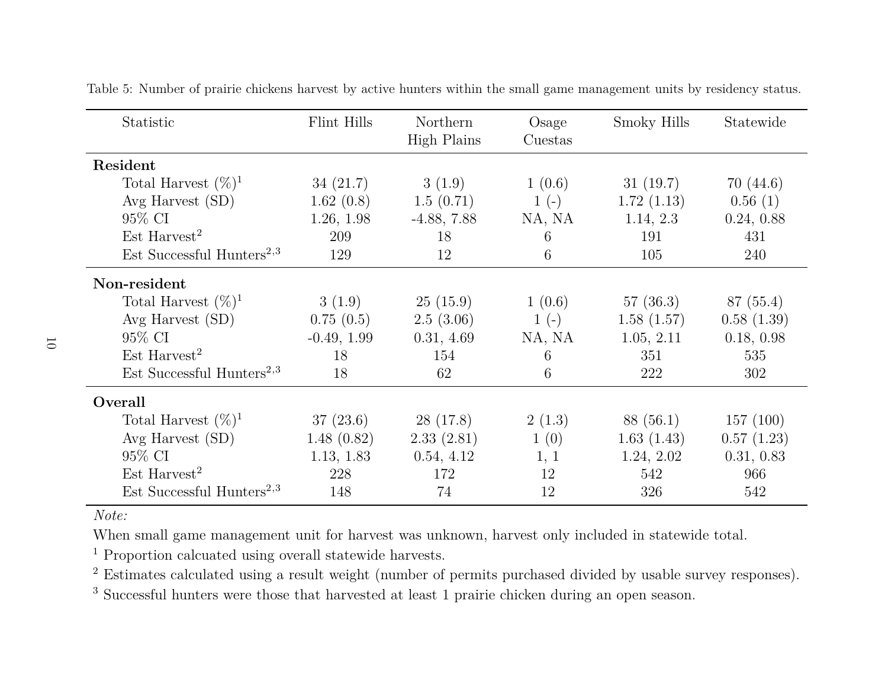Table 5: Number of prairie chickens harvest by active hunters within the small game management units by residency status.

| Statistic | Flint Hills | Northern High Plains | Osage Cuestas | Smoky Hills | Statewide |
|---|---|---|---|---|---|
| **Resident** | | | | | |
| Total Harvest (%)[1] | 34 (21.7) | 3 (1.9) | 1 (0.6) | 31 (19.7) | 70 (44.6) |
| Avg Harvest (SD) | 1.62 (0.8) | 1.5 (0.71) | 1 (-) | 1.72 (1.13) | 0.56 (1) |
| 95% CI | 1.26, 1.98 | -4.88, 7.88 | NA, NA | 1.14, 2.3 | 0.24, 0.88 |
| Est Harvest[2] | 209 | 18 | 6 | 191 | 431 |
| Est Successful Hunters[2,3] | 129 | 12 | 6 | 105 | 240 |
| **Non-resident** | | | | | |
| Total Harvest (%)[1] | 3 (1.9) | 25 (15.9) | 1 (0.6) | 57 (36.3) | 87 (55.4) |
| Avg Harvest (SD) | 0.75 (0.5) | 2.5 (3.06) | 1 (-) | 1.58 (1.57) | 0.58 (1.39) |
| 95% CI | -0.49, 1.99 | 0.31, 4.69 | NA, NA | 1.05, 2.11 | 0.18, 0.98 |
| Est Harvest[2] | 18 | 154 | 6 | 351 | 535 |
| Est Successful Hunters[2,3] | 18 | 62 | 6 | 222 | 302 |
| **Overall** | | | | | |
| Total Harvest (%)[1] | 37 (23.6) | 28 (17.8) | 2 (1.3) | 88 (56.1) | 157 (100) |
| Avg Harvest (SD) | 1.48 (0.82) | 2.33 (2.81) | 1 (0) | 1.63 (1.43) | 0.57 (1.23) |
| 95% CI | 1.13, 1.83 | 0.54, 4.12 | 1, 1 | 1.24, 2.02 | 0.31, 0.83 |
| Est Harvest[2] | 228 | 172 | 12 | 542 | 966 |
| Est Successful Hunters[2,3] | 148 | 74 | 12 | 326 | 542 |

*Note:*

When small game management unit for harvest was unknown, harvest only included in statewide total.

[1] Proportion calcuated using overall statewide harvests.

[2] Estimates calculated using a result weight (number of permits purchased divided by usable survey responses).

[3] Successful hunters were those that harvested at least 1 prairie chicken during an open season.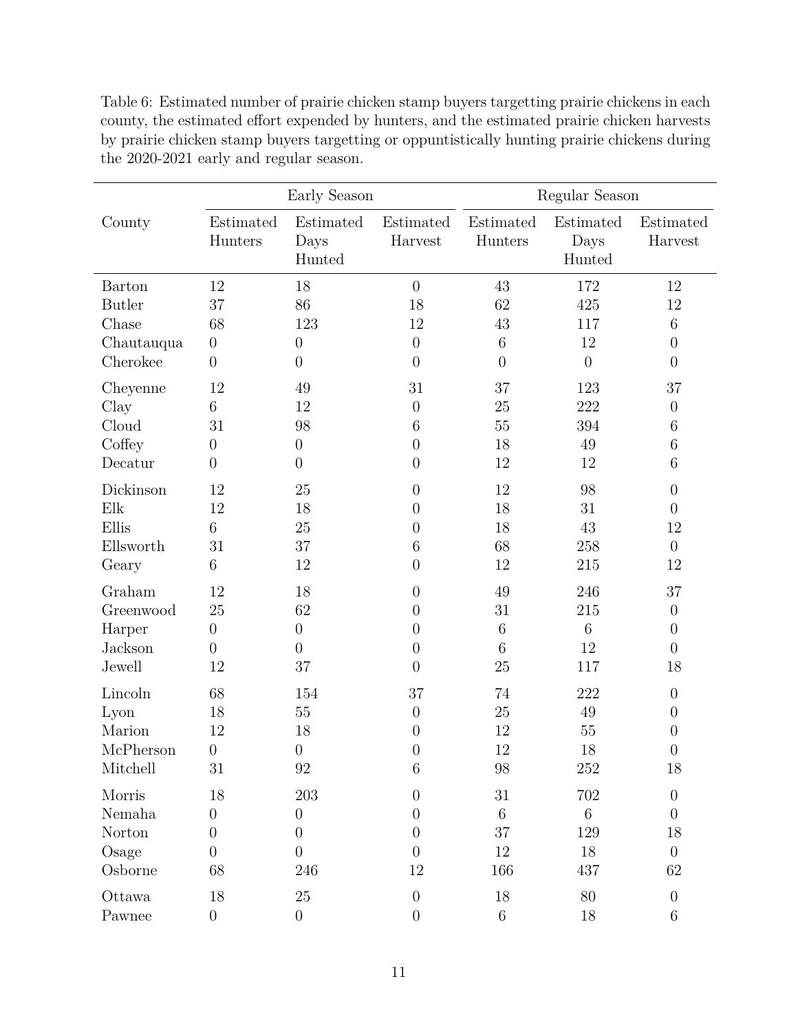Table 6: Estimated number of prairie chicken stamp buyers targetting prairie chickens in each county, the estimated effort expended by hunters, and the estimated prairie chicken harvests by prairie chicken stamp buyers targetting or oppuntistically hunting prairie chickens during the 2020-2021 early and regular season.

| County | Early Season | | | Regular Season | | |
|---|---|---|---|---|---|---|
| | Estimated Hunters | Estimated Days Hunted | Estimated Harvest | Estimated Hunters | Estimated Days Hunted | Estimated Harvest |
| Barton | 12 | 18 | 0 | 43 | 172 | 12 |
| Butler | 37 | 86 | 18 | 62 | 425 | 12 |
| Chase | 68 | 123 | 12 | 43 | 117 | 6 |
| Chautauqua | 0 | 0 | 0 | 6 | 12 | 0 |
| Cherokee | 0 | 0 | 0 | 0 | 0 | 0 |
| Cheyenne | 12 | 49 | 31 | 37 | 123 | 37 |
| Clay | 6 | 12 | 0 | 25 | 222 | 0 |
| Cloud | 31 | 98 | 6 | 55 | 394 | 6 |
| Coffey | 0 | 0 | 0 | 18 | 49 | 6 |
| Decatur | 0 | 0 | 0 | 12 | 12 | 6 |
| Dickinson | 12 | 25 | 0 | 12 | 98 | 0 |
| Elk | 12 | 18 | 0 | 18 | 31 | 0 |
| Ellis | 6 | 25 | 0 | 18 | 43 | 12 |
| Ellsworth | 31 | 37 | 6 | 68 | 258 | 0 |
| Geary | 6 | 12 | 0 | 12 | 215 | 12 |
| Graham | 12 | 18 | 0 | 49 | 246 | 37 |
| Greenwood | 25 | 62 | 0 | 31 | 215 | 0 |
| Harper | 0 | 0 | 0 | 6 | 6 | 0 |
| Jackson | 0 | 0 | 0 | 6 | 12 | 0 |
| Jewell | 12 | 37 | 0 | 25 | 117 | 18 |
| Lincoln | 68 | 154 | 37 | 74 | 222 | 0 |
| Lyon | 18 | 55 | 0 | 25 | 49 | 0 |
| Marion | 12 | 18 | 0 | 12 | 55 | 0 |
| McPherson | 0 | 0 | 0 | 12 | 18 | 0 |
| Mitchell | 31 | 92 | 6 | 98 | 252 | 18 |
| Morris | 18 | 203 | 0 | 31 | 702 | 0 |
| Nemaha | 0 | 0 | 0 | 6 | 6 | 0 |
| Norton | 0 | 0 | 0 | 37 | 129 | 18 |
| Osage | 0 | 0 | 0 | 12 | 18 | 0 |
| Osborne | 68 | 246 | 12 | 166 | 437 | 62 |
| Ottawa | 18 | 25 | 0 | 18 | 80 | 0 |
| Pawnee | 0 | 0 | 0 | 6 | 18 | 6 |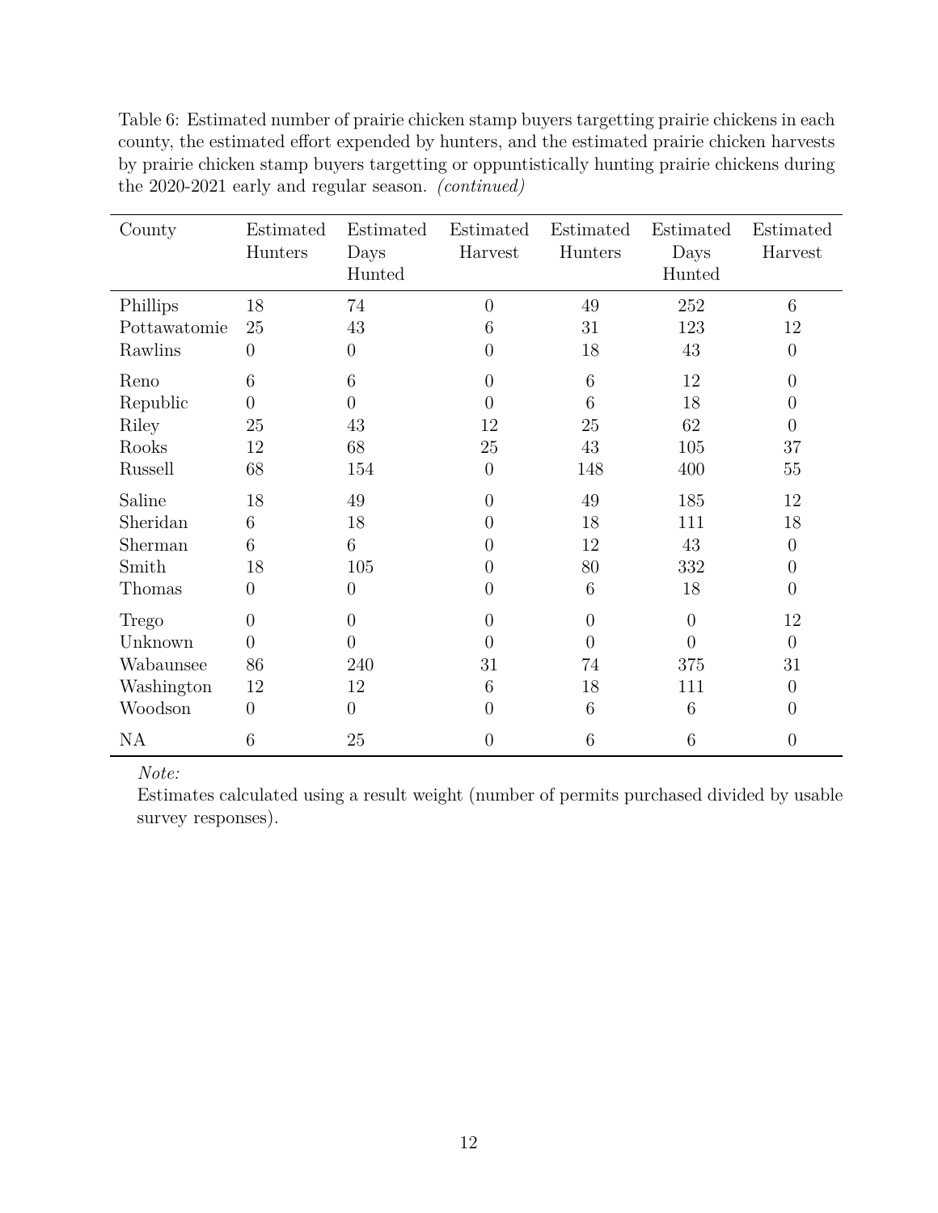Table 6: Estimated number of prairie chicken stamp buyers targetting prairie chickens in each county, the estimated effort expended by hunters, and the estimated prairie chicken harvests by prairie chicken stamp buyers targetting or oppuntistically hunting prairie chickens during the 2020-2021 early and regular season. *(continued)*

| County | Estimated Hunters | Estimated Days Hunted | Estimated Harvest | Estimated Hunters | Estimated Days Hunted | Estimated Harvest |
|---|---|---|---|---|---|---|
| Phillips | 18 | 74 | 0 | 49 | 252 | 6 |
| Pottawatomie | 25 | 43 | 6 | 31 | 123 | 12 |
| Rawlins | 0 | 0 | 0 | 18 | 43 | 0 |
| Reno | 6 | 6 | 0 | 6 | 12 | 0 |
| Republic | 0 | 0 | 0 | 6 | 18 | 0 |
| Riley | 25 | 43 | 12 | 25 | 62 | 0 |
| Rooks | 12 | 68 | 25 | 43 | 105 | 37 |
| Russell | 68 | 154 | 0 | 148 | 400 | 55 |
| Saline | 18 | 49 | 0 | 49 | 185 | 12 |
| Sheridan | 6 | 18 | 0 | 18 | 111 | 18 |
| Sherman | 6 | 6 | 0 | 12 | 43 | 0 |
| Smith | 18 | 105 | 0 | 80 | 332 | 0 |
| Thomas | 0 | 0 | 0 | 6 | 18 | 0 |
| Trego | 0 | 0 | 0 | 0 | 0 | 12 |
| Unknown | 0 | 0 | 0 | 0 | 0 | 0 |
| Wabaunsee | 86 | 240 | 31 | 74 | 375 | 31 |
| Washington | 12 | 12 | 6 | 18 | 111 | 0 |
| Woodson | 0 | 0 | 0 | 6 | 6 | 0 |
| NA | 6 | 25 | 0 | 6 | 6 | 0 |

*Note:*
Estimates calculated using a result weight (number of permits purchased divided by usable survey responses).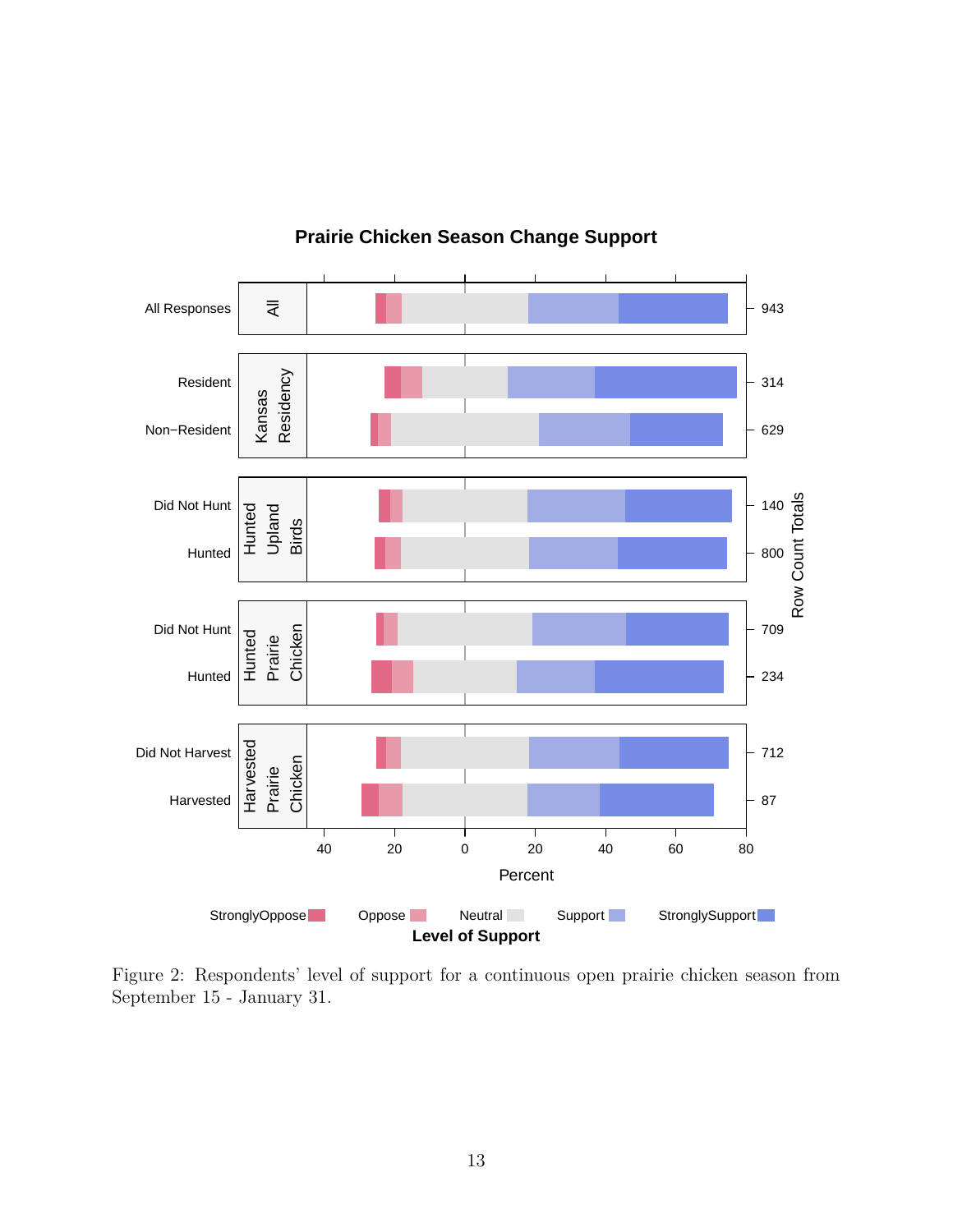Figure 2: Respondents' level of support for a continuous open prairie chicken season from September 15 - January 31.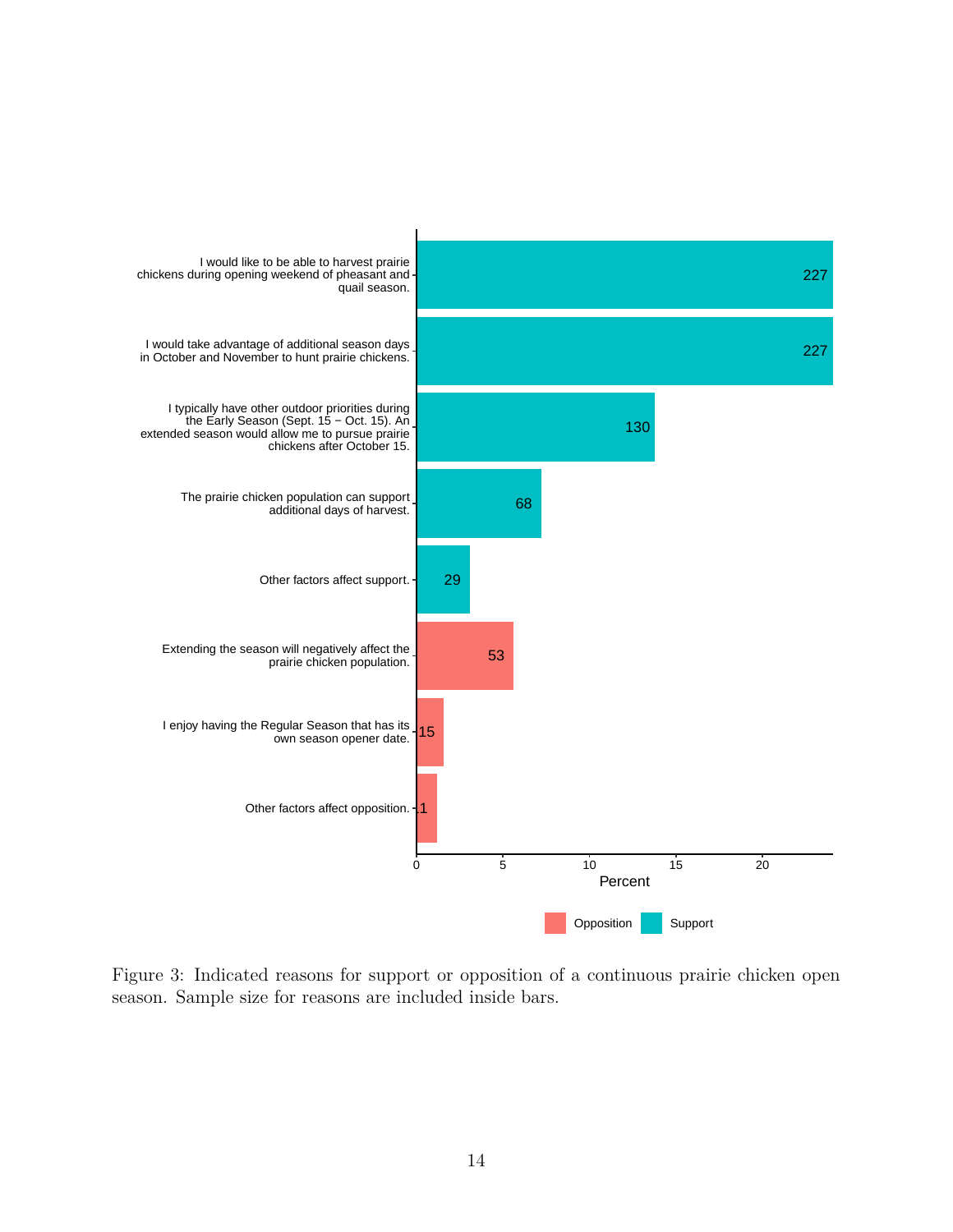| Reason | Type | Sample size |
|---|---|---|
| I would like to be able to harvest prairie chickens during opening weekend of pheasant and quail season. | Support | 227 |
| I would take advantage of additional season days in October and November to hunt prairie chickens. | Support | 227 |
| I typically have other outdoor priorities during the Early Season (Sept. 15 − Oct. 15). An extended season would allow me to pursue prairie chickens after October 15. | Support | 130 |
| The prairie chicken population can support additional days of harvest. | Support | 68 |
| Other factors affect support. | Support | 29 |
| Extending the season will negatively affect the prairie chicken population. | Opposition | 53 |
| I enjoy having the Regular Season that has its own season opener date. | Opposition | 15 |
| Other factors affect opposition. | Opposition | 1 |

Figure 3: Indicated reasons for support or opposition of a continuous prairie chicken open season. Sample size for reasons are included inside bars.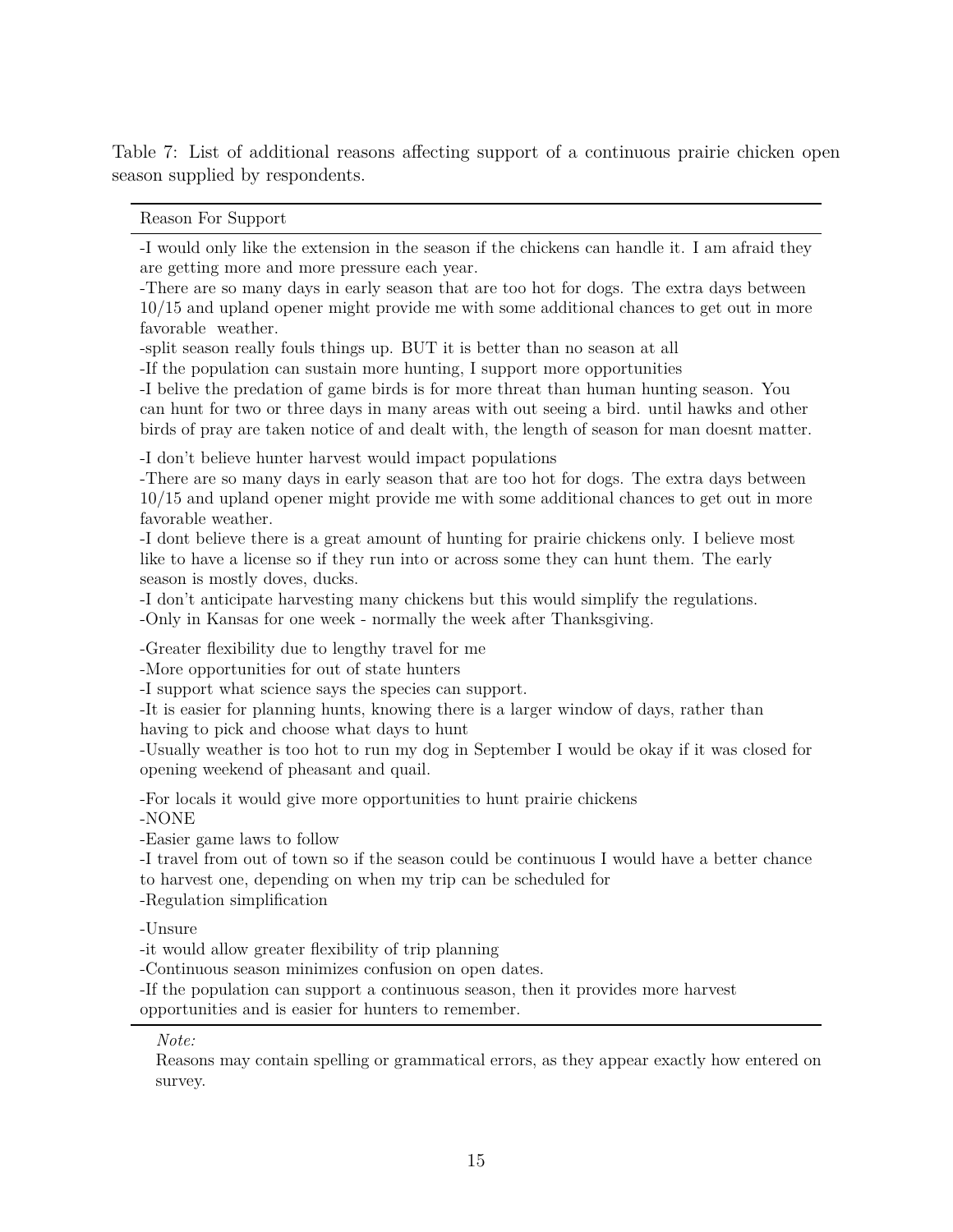Table 7: List of additional reasons affecting support of a continuous prairie chicken open season supplied by respondents.

| Reason For Support |
|---|
| -I would only like the extension in the season if the chickens can handle it. I am afraid they are getting more and more pressure each year. |
| -There are so many days in early season that are too hot for dogs. The extra days between 10/15 and upland opener might provide me with some additional chances to get out in more favorable weather. |
| -split season really fouls things up. BUT it is better than no season at all |
| -If the population can sustain more hunting, I support more opportunities |
| -I belive the predation of game birds is for more threat than human hunting season. You can hunt for two or three days in many areas with out seeing a bird. until hawks and other birds of pray are taken notice of and dealt with, the length of season for man doesnt matter. |
| -I don't believe hunter harvest would impact populations |
| -There are so many days in early season that are too hot for dogs. The extra days between 10/15 and upland opener might provide me with some additional chances to get out in more favorable weather. |
| -I dont believe there is a great amount of hunting for prairie chickens only. I believe most like to have a license so if they run into or across some they can hunt them. The early season is mostly doves, ducks. |
| -I don't anticipate harvesting many chickens but this would simplify the regulations. |
| -Only in Kansas for one week - normally the week after Thanksgiving. |
| -Greater flexibility due to lengthy travel for me |
| -More opportunities for out of state hunters |
| -I support what science says the species can support. |
| -It is easier for planning hunts, knowing there is a larger window of days, rather than having to pick and choose what days to hunt |
| -Usually weather is too hot to run my dog in September I would be okay if it was closed for opening weekend of pheasant and quail. |
| -For locals it would give more opportunities to hunt prairie chickens |
| -NONE |
| -Easier game laws to follow |
| -I travel from out of town so if the season could be continuous I would have a better chance to harvest one, depending on when my trip can be scheduled for |
| -Regulation simplification |
| -Unsure |
| -it would allow greater flexibility of trip planning |
| -Continuous season minimizes confusion on open dates. |
| -If the population can support a continuous season, then it provides more harvest opportunities and is easier for hunters to remember. |

*Note:*
Reasons may contain spelling or grammatical errors, as they appear exactly how entered on survey.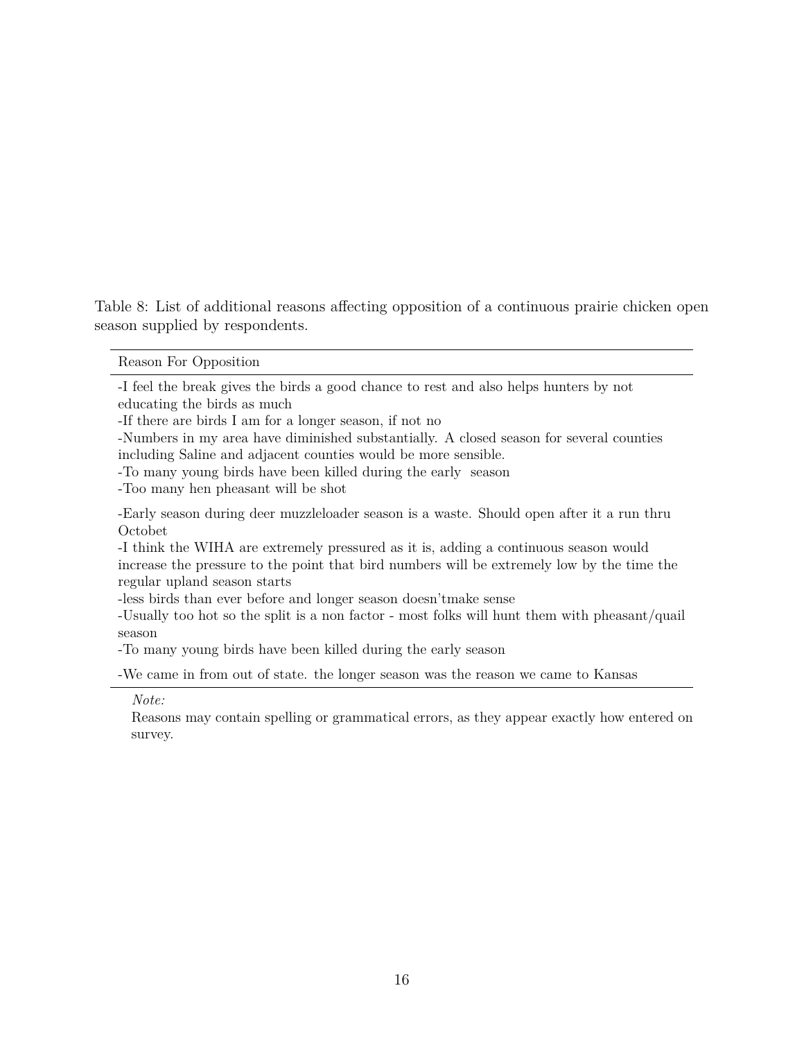Table 8: List of additional reasons affecting opposition of a continuous prairie chicken open season supplied by respondents.

| Reason For Opposition |
| --- |
| -I feel the break gives the birds a good chance to rest and also helps hunters by not educating the birds as much |
| -If there are birds I am for a longer season, if not no |
| -Numbers in my area have diminished substantially. A closed season for several counties including Saline and adjacent counties would be more sensible. |
| -To many young birds have been killed during the early season |
| -Too many hen pheasant will be shot |
| -Early season during deer muzzleloader season is a waste. Should open after it a run thru Octobet |
| -I think the WIHA are extremely pressured as it is, adding a continuous season would increase the pressure to the point that bird numbers will be extremely low by the time the regular upland season starts |
| -less birds than ever before and longer season doesn'tmake sense |
| -Usually too hot so the split is a non factor - most folks will hunt them with pheasant/quail season |
| -To many young birds have been killed during the early season |
| -We came in from out of state. the longer season was the reason we came to Kansas |

*Note:*
Reasons may contain spelling or grammatical errors, as they appear exactly how entered on survey.